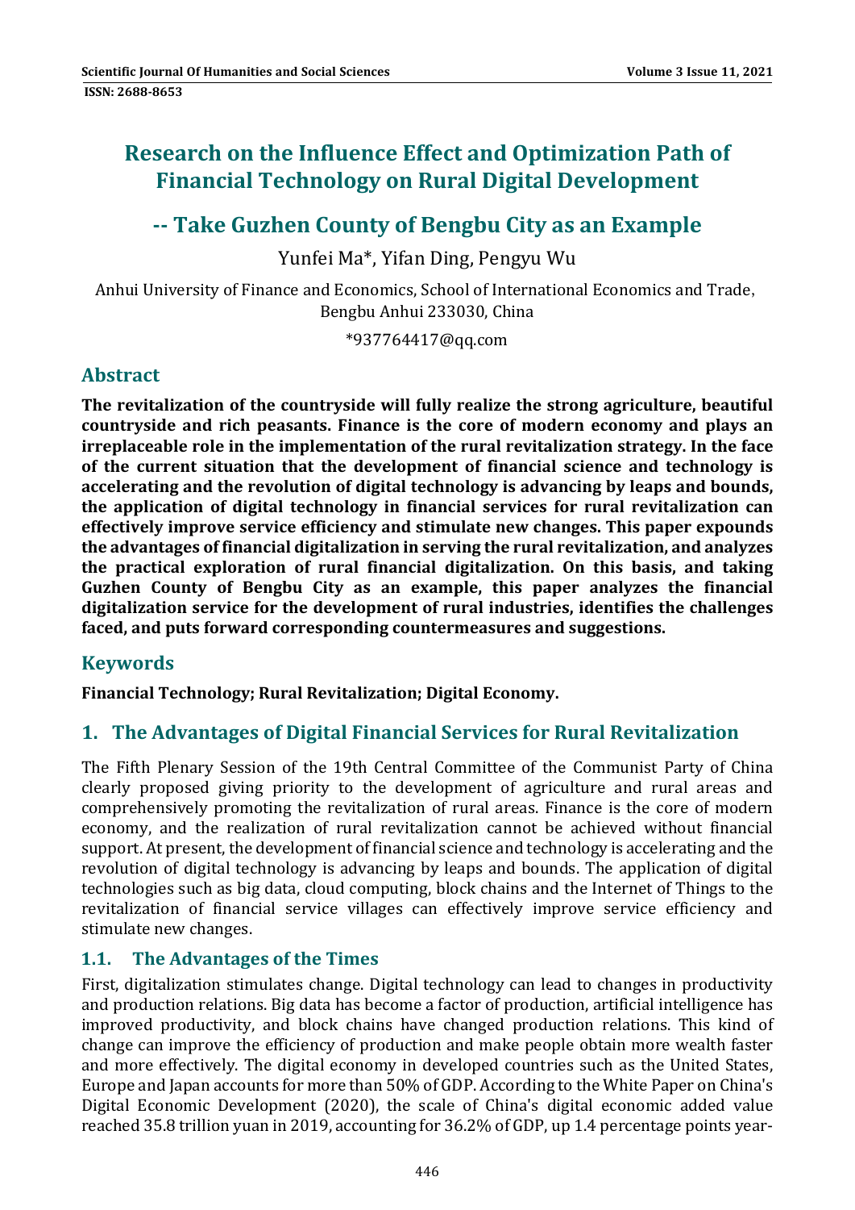# Research on the Influence Effect and Optimization Path of Financial Technology on Rural Digital Development

## -- Take Guzhen County of Bengbu City as an Example

Yunfei Ma*, Yifan Ding, Pengyu Wu

Anhui University of Finance and Economics, School of International Economics and Trade, Bengbu Anhui 233030, China

*937764417@qq.com

## Abstract

**The revitalization of the countryside will fully realize the strong agriculture, beautiful countryside and rich peasants. Finance is the core of modern economy and plays an irreplaceable role in the implementation of the rural revitalization strategy. In the face of the current situation that the development of financial science and technology is accelerating and the revolution of digital technology is advancing by leaps and bounds, the application of digital technology in financial services for rural revitalization can effectively improve service efficiency and stimulate new changes. This paper expounds the advantages of financial digitalization in serving the rural revitalization, and analyzes the practical exploration of rural financial digitalization. On this basis, and taking Guzhen County of Bengbu City as an example, this paper analyzes the financial digitalization service for the development of rural industries, identifies the challenges faced, and puts forward corresponding countermeasures and suggestions.**

## Keywords

**Financial Technology; Rural Revitalization; Digital Economy.**

## 1. The Advantages of Digital Financial Services for Rural Revitalization

The Fifth Plenary Session of the 19th Central Committee of the Communist Party of China clearly proposed giving priority to the development of agriculture and rural areas and comprehensively promoting the revitalization of rural areas. Finance is the core of modern economy, and the realization of rural revitalization cannot be achieved without financial support. At present, the development of financial science and technology is accelerating and the revolution of digital technology is advancing by leaps and bounds. The application of digital technologies such as big data, cloud computing, block chains and the Internet of Things to the revitalization of financial service villages can effectively improve service efficiency and stimulate new changes.

### 1.1. The Advantages of the Times

First, digitalization stimulates change. Digital technology can lead to changes in productivity and production relations. Big data has become a factor of production, artificial intelligence has improved productivity, and block chains have changed production relations. This kind of change can improve the efficiency of production and make people obtain more wealth faster and more effectively. The digital economy in developed countries such as the United States, Europe and Japan accounts for more than 50% of GDP. According to the White Paper on China's Digital Economic Development (2020), the scale of China's digital economic added value reached 35.8 trillion yuan in 2019, accounting for 36.2% of GDP, up 1.4 percentage points year-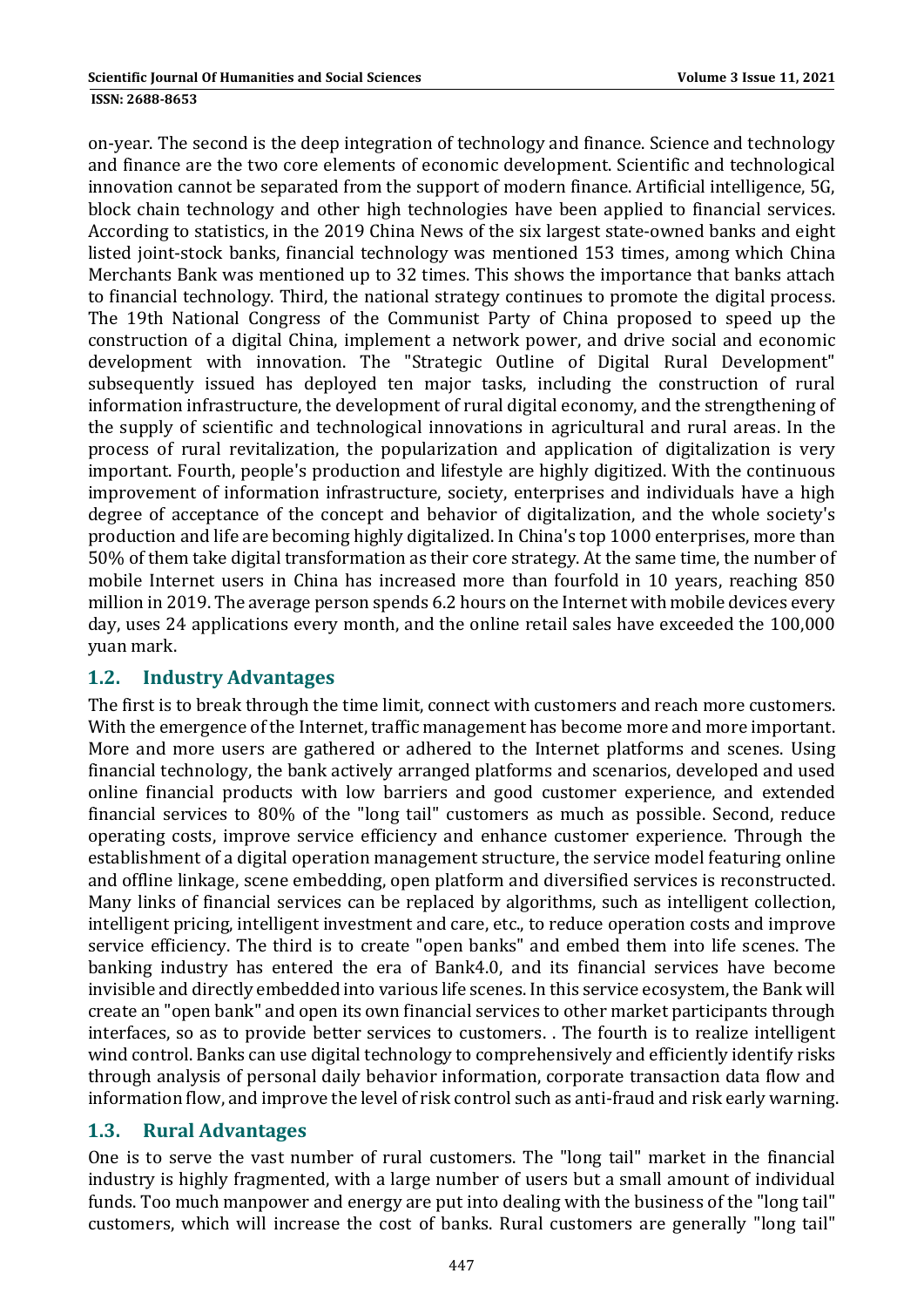on-year. The second is the deep integration of technology and finance. Science and technology and finance are the two core elements of economic development. Scientific and technological innovation cannot be separated from the support of modern finance. Artificial intelligence, 5G, block chain technology and other high technologies have been applied to financial services. According to statistics, in the 2019 China News of the six largest state-owned banks and eight listed joint-stock banks, financial technology was mentioned 153 times, among which China Merchants Bank was mentioned up to 32 times. This shows the importance that banks attach to financial technology. Third, the national strategy continues to promote the digital process. The 19th National Congress of the Communist Party of China proposed to speed up the construction of a digital China, implement a network power, and drive social and economic development with innovation. The "Strategic Outline of Digital Rural Development" subsequently issued has deployed ten major tasks, including the construction of rural information infrastructure, the development of rural digital economy, and the strengthening of the supply of scientific and technological innovations in agricultural and rural areas. In the process of rural revitalization, the popularization and application of digitalization is very important. Fourth, people's production and lifestyle are highly digitized. With the continuous improvement of information infrastructure, society, enterprises and individuals have a high degree of acceptance of the concept and behavior of digitalization, and the whole society's production and life are becoming highly digitalized. In China's top 1000 enterprises, more than 50% of them take digital transformation as their core strategy. At the same time, the number of mobile Internet users in China has increased more than fourfold in 10 years, reaching 850 million in 2019. The average person spends 6.2 hours on the Internet with mobile devices every day, uses 24 applications every month, and the online retail sales have exceeded the 100,000 yuan mark.

## 1.2. Industry Advantages

The first is to break through the time limit, connect with customers and reach more customers. With the emergence of the Internet, traffic management has become more and more important. More and more users are gathered or adhered to the Internet platforms and scenes. Using financial technology, the bank actively arranged platforms and scenarios, developed and used online financial products with low barriers and good customer experience, and extended financial services to 80% of the "long tail" customers as much as possible. Second, reduce operating costs, improve service efficiency and enhance customer experience. Through the establishment of a digital operation management structure, the service model featuring online and offline linkage, scene embedding, open platform and diversified services is reconstructed. Many links of financial services can be replaced by algorithms, such as intelligent collection, intelligent pricing, intelligent investment and care, etc., to reduce operation costs and improve service efficiency. The third is to create "open banks" and embed them into life scenes. The banking industry has entered the era of Bank4.0, and its financial services have become invisible and directly embedded into various life scenes. In this service ecosystem, the Bank will create an "open bank" and open its own financial services to other market participants through interfaces, so as to provide better services to customers. . The fourth is to realize intelligent wind control. Banks can use digital technology to comprehensively and efficiently identify risks through analysis of personal daily behavior information, corporate transaction data flow and information flow, and improve the level of risk control such as anti-fraud and risk early warning.

## 1.3. Rural Advantages

One is to serve the vast number of rural customers. The "long tail" market in the financial industry is highly fragmented, with a large number of users but a small amount of individual funds. Too much manpower and energy are put into dealing with the business of the "long tail" customers, which will increase the cost of banks. Rural customers are generally "long tail"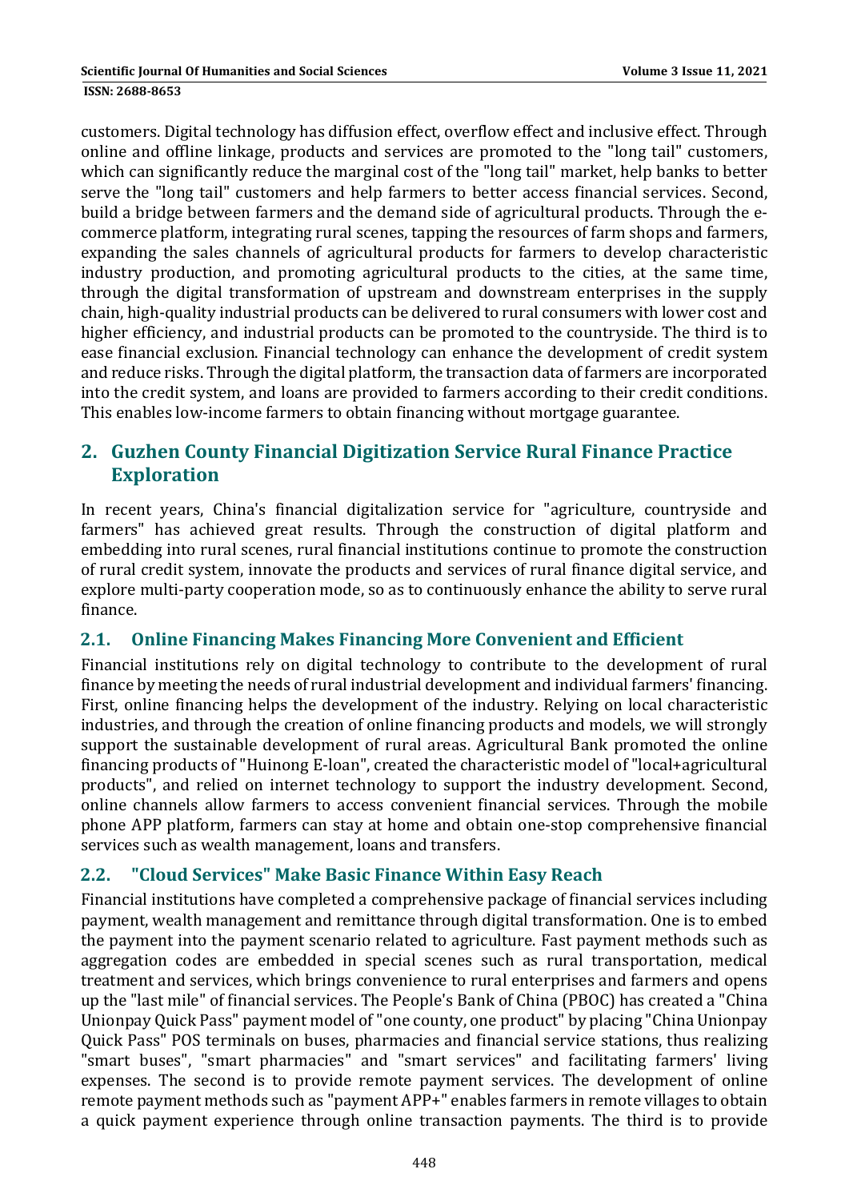customers. Digital technology has diffusion effect, overflow effect and inclusive effect. Through online and offline linkage, products and services are promoted to the "long tail" customers, which can significantly reduce the marginal cost of the "long tail" market, help banks to better serve the "long tail" customers and help farmers to better access financial services. Second, build a bridge between farmers and the demand side of agricultural products. Through the e-commerce platform, integrating rural scenes, tapping the resources of farm shops and farmers, expanding the sales channels of agricultural products for farmers to develop characteristic industry production, and promoting agricultural products to the cities, at the same time, through the digital transformation of upstream and downstream enterprises in the supply chain, high-quality industrial products can be delivered to rural consumers with lower cost and higher efficiency, and industrial products can be promoted to the countryside. The third is to ease financial exclusion. Financial technology can enhance the development of credit system and reduce risks. Through the digital platform, the transaction data of farmers are incorporated into the credit system, and loans are provided to farmers according to their credit conditions. This enables low-income farmers to obtain financing without mortgage guarantee.

## 2. Guzhen County Financial Digitization Service Rural Finance Practice Exploration

In recent years, China's financial digitalization service for "agriculture, countryside and farmers" has achieved great results. Through the construction of digital platform and embedding into rural scenes, rural financial institutions continue to promote the construction of rural credit system, innovate the products and services of rural finance digital service, and explore multi-party cooperation mode, so as to continuously enhance the ability to serve rural finance.

### 2.1. Online Financing Makes Financing More Convenient and Efficient

Financial institutions rely on digital technology to contribute to the development of rural finance by meeting the needs of rural industrial development and individual farmers' financing. First, online financing helps the development of the industry. Relying on local characteristic industries, and through the creation of online financing products and models, we will strongly support the sustainable development of rural areas. Agricultural Bank promoted the online financing products of "Huinong E-loan", created the characteristic model of "local+agricultural products", and relied on internet technology to support the industry development. Second, online channels allow farmers to access convenient financial services. Through the mobile phone APP platform, farmers can stay at home and obtain one-stop comprehensive financial services such as wealth management, loans and transfers.

### 2.2. "Cloud Services" Make Basic Finance Within Easy Reach

Financial institutions have completed a comprehensive package of financial services including payment, wealth management and remittance through digital transformation. One is to embed the payment into the payment scenario related to agriculture. Fast payment methods such as aggregation codes are embedded in special scenes such as rural transportation, medical treatment and services, which brings convenience to rural enterprises and farmers and opens up the "last mile" of financial services. The People's Bank of China (PBOC) has created a "China Unionpay Quick Pass" payment model of "one county, one product" by placing "China Unionpay Quick Pass" POS terminals on buses, pharmacies and financial service stations, thus realizing "smart buses", "smart pharmacies" and "smart services" and facilitating farmers' living expenses. The second is to provide remote payment services. The development of online remote payment methods such as "payment APP+" enables farmers in remote villages to obtain a quick payment experience through online transaction payments. The third is to provide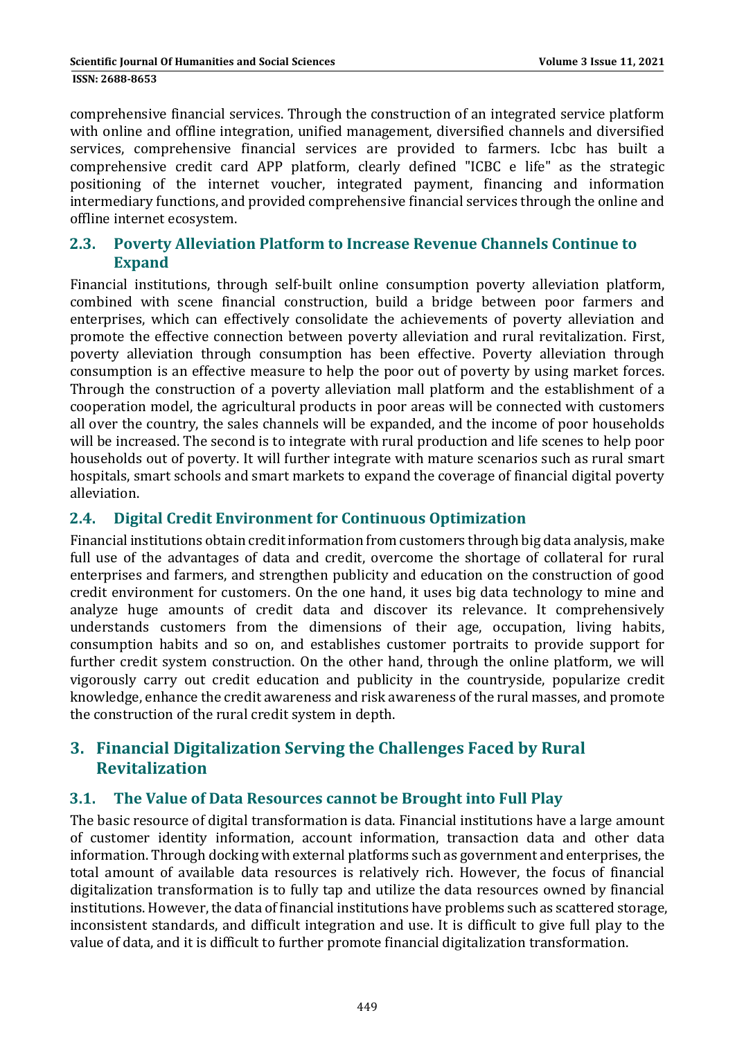comprehensive financial services. Through the construction of an integrated service platform with online and offline integration, unified management, diversified channels and diversified services, comprehensive financial services are provided to farmers. Icbc has built a comprehensive credit card APP platform, clearly defined "ICBC e life" as the strategic positioning of the internet voucher, integrated payment, financing and information intermediary functions, and provided comprehensive financial services through the online and offline internet ecosystem.

### 2.3. Poverty Alleviation Platform to Increase Revenue Channels Continue to Expand

Financial institutions, through self-built online consumption poverty alleviation platform, combined with scene financial construction, build a bridge between poor farmers and enterprises, which can effectively consolidate the achievements of poverty alleviation and promote the effective connection between poverty alleviation and rural revitalization. First, poverty alleviation through consumption has been effective. Poverty alleviation through consumption is an effective measure to help the poor out of poverty by using market forces. Through the construction of a poverty alleviation mall platform and the establishment of a cooperation model, the agricultural products in poor areas will be connected with customers all over the country, the sales channels will be expanded, and the income of poor households will be increased. The second is to integrate with rural production and life scenes to help poor households out of poverty. It will further integrate with mature scenarios such as rural smart hospitals, smart schools and smart markets to expand the coverage of financial digital poverty alleviation.

### 2.4. Digital Credit Environment for Continuous Optimization

Financial institutions obtain credit information from customers through big data analysis, make full use of the advantages of data and credit, overcome the shortage of collateral for rural enterprises and farmers, and strengthen publicity and education on the construction of good credit environment for customers. On the one hand, it uses big data technology to mine and analyze huge amounts of credit data and discover its relevance. It comprehensively understands customers from the dimensions of their age, occupation, living habits, consumption habits and so on, and establishes customer portraits to provide support for further credit system construction. On the other hand, through the online platform, we will vigorously carry out credit education and publicity in the countryside, popularize credit knowledge, enhance the credit awareness and risk awareness of the rural masses, and promote the construction of the rural credit system in depth.

## 3. Financial Digitalization Serving the Challenges Faced by Rural Revitalization

### 3.1. The Value of Data Resources cannot be Brought into Full Play

The basic resource of digital transformation is data. Financial institutions have a large amount of customer identity information, account information, transaction data and other data information. Through docking with external platforms such as government and enterprises, the total amount of available data resources is relatively rich. However, the focus of financial digitalization transformation is to fully tap and utilize the data resources owned by financial institutions. However, the data of financial institutions have problems such as scattered storage, inconsistent standards, and difficult integration and use. It is difficult to give full play to the value of data, and it is difficult to further promote financial digitalization transformation.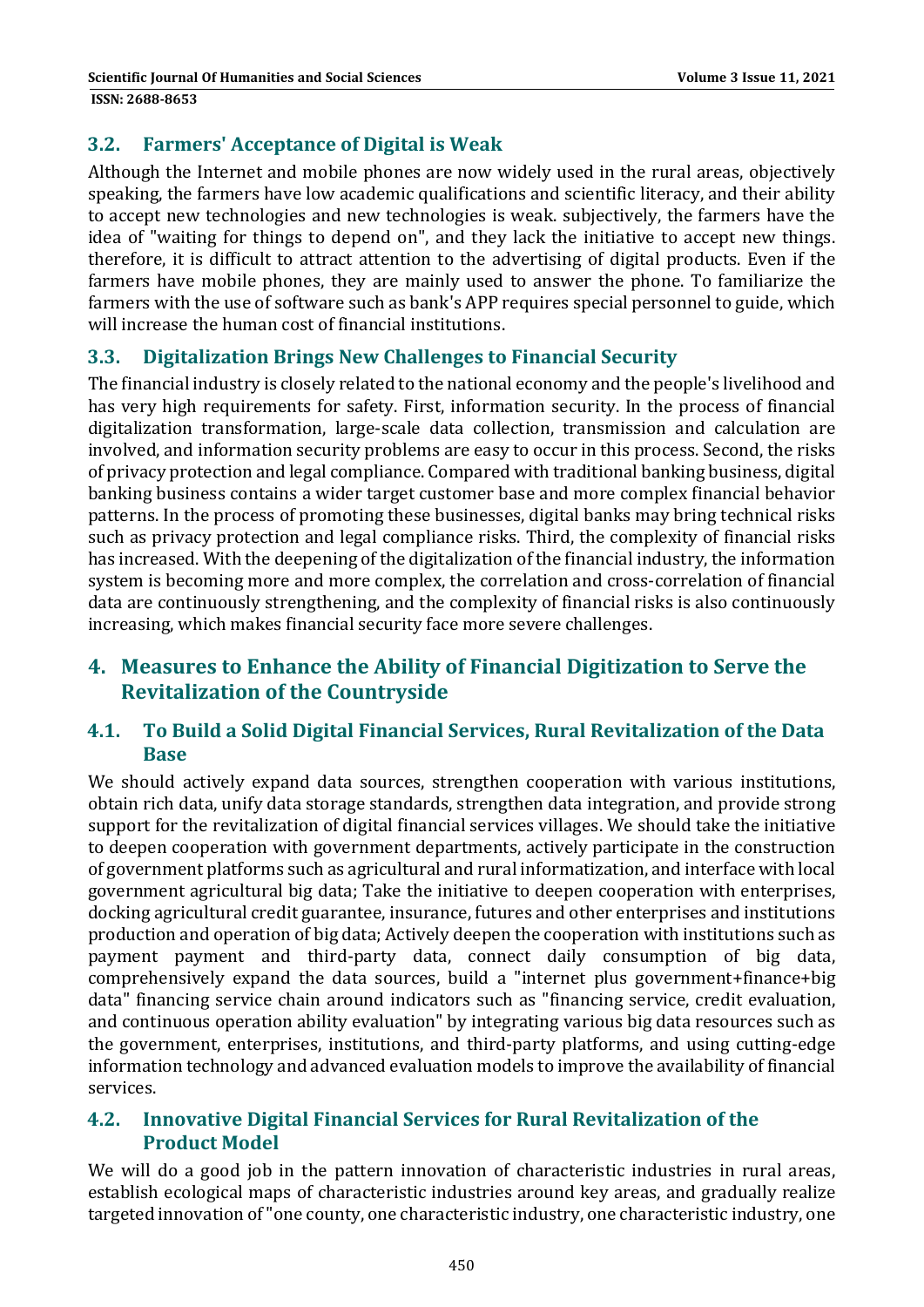## 3.2. Farmers' Acceptance of Digital is Weak

Although the Internet and mobile phones are now widely used in the rural areas, objectively speaking, the farmers have low academic qualifications and scientific literacy, and their ability to accept new technologies and new technologies is weak. subjectively, the farmers have the idea of "waiting for things to depend on", and they lack the initiative to accept new things. therefore, it is difficult to attract attention to the advertising of digital products. Even if the farmers have mobile phones, they are mainly used to answer the phone. To familiarize the farmers with the use of software such as bank's APP requires special personnel to guide, which will increase the human cost of financial institutions.

## 3.3. Digitalization Brings New Challenges to Financial Security

The financial industry is closely related to the national economy and the people's livelihood and has very high requirements for safety. First, information security. In the process of financial digitalization transformation, large-scale data collection, transmission and calculation are involved, and information security problems are easy to occur in this process. Second, the risks of privacy protection and legal compliance. Compared with traditional banking business, digital banking business contains a wider target customer base and more complex financial behavior patterns. In the process of promoting these businesses, digital banks may bring technical risks such as privacy protection and legal compliance risks. Third, the complexity of financial risks has increased. With the deepening of the digitalization of the financial industry, the information system is becoming more and more complex, the correlation and cross-correlation of financial data are continuously strengthening, and the complexity of financial risks is also continuously increasing, which makes financial security face more severe challenges.

# 4. Measures to Enhance the Ability of Financial Digitization to Serve the Revitalization of the Countryside

## 4.1. To Build a Solid Digital Financial Services, Rural Revitalization of the Data Base

We should actively expand data sources, strengthen cooperation with various institutions, obtain rich data, unify data storage standards, strengthen data integration, and provide strong support for the revitalization of digital financial services villages. We should take the initiative to deepen cooperation with government departments, actively participate in the construction of government platforms such as agricultural and rural informatization, and interface with local government agricultural big data; Take the initiative to deepen cooperation with enterprises, docking agricultural credit guarantee, insurance, futures and other enterprises and institutions production and operation of big data; Actively deepen the cooperation with institutions such as payment payment and third-party data, connect daily consumption of big data, comprehensively expand the data sources, build a "internet plus government+finance+big data" financing service chain around indicators such as "financing service, credit evaluation, and continuous operation ability evaluation" by integrating various big data resources such as the government, enterprises, institutions, and third-party platforms, and using cutting-edge information technology and advanced evaluation models to improve the availability of financial services.

## 4.2. Innovative Digital Financial Services for Rural Revitalization of the Product Model

We will do a good job in the pattern innovation of characteristic industries in rural areas, establish ecological maps of characteristic industries around key areas, and gradually realize targeted innovation of "one county, one characteristic industry, one characteristic industry, one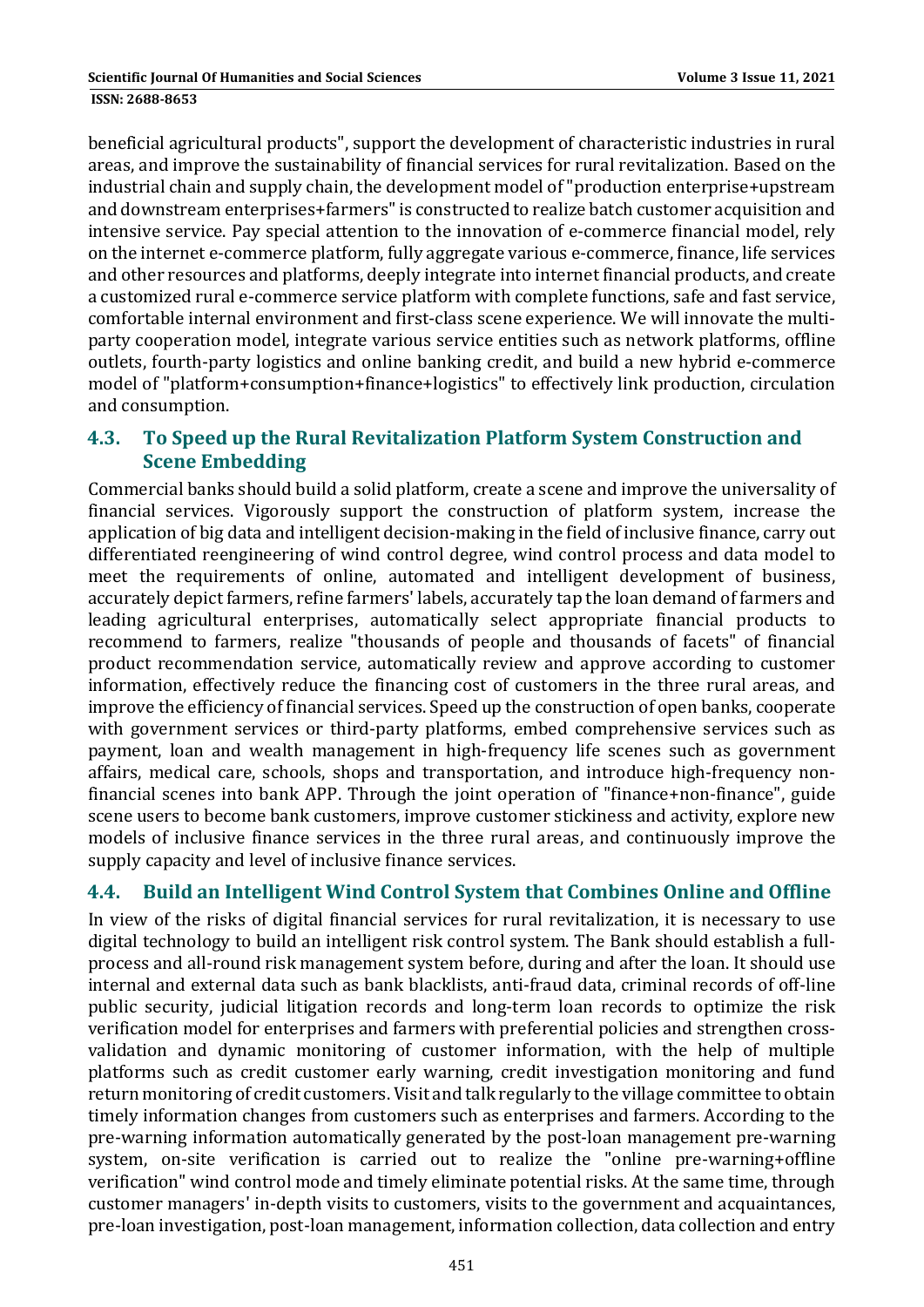beneficial agricultural products", support the development of characteristic industries in rural areas, and improve the sustainability of financial services for rural revitalization. Based on the industrial chain and supply chain, the development model of "production enterprise+upstream and downstream enterprises+farmers" is constructed to realize batch customer acquisition and intensive service. Pay special attention to the innovation of e-commerce financial model, rely on the internet e-commerce platform, fully aggregate various e-commerce, finance, life services and other resources and platforms, deeply integrate into internet financial products, and create a customized rural e-commerce service platform with complete functions, safe and fast service, comfortable internal environment and first-class scene experience. We will innovate the multi-party cooperation model, integrate various service entities such as network platforms, offline outlets, fourth-party logistics and online banking credit, and build a new hybrid e-commerce model of "platform+consumption+finance+logistics" to effectively link production, circulation and consumption.

## 4.3. To Speed up the Rural Revitalization Platform System Construction and Scene Embedding

Commercial banks should build a solid platform, create a scene and improve the universality of financial services. Vigorously support the construction of platform system, increase the application of big data and intelligent decision-making in the field of inclusive finance, carry out differentiated reengineering of wind control degree, wind control process and data model to meet the requirements of online, automated and intelligent development of business, accurately depict farmers, refine farmers' labels, accurately tap the loan demand of farmers and leading agricultural enterprises, automatically select appropriate financial products to recommend to farmers, realize "thousands of people and thousands of facets" of financial product recommendation service, automatically review and approve according to customer information, effectively reduce the financing cost of customers in the three rural areas, and improve the efficiency of financial services. Speed up the construction of open banks, cooperate with government services or third-party platforms, embed comprehensive services such as payment, loan and wealth management in high-frequency life scenes such as government affairs, medical care, schools, shops and transportation, and introduce high-frequency non-financial scenes into bank APP. Through the joint operation of "finance+non-finance", guide scene users to become bank customers, improve customer stickiness and activity, explore new models of inclusive finance services in the three rural areas, and continuously improve the supply capacity and level of inclusive finance services.

## 4.4. Build an Intelligent Wind Control System that Combines Online and Offline

In view of the risks of digital financial services for rural revitalization, it is necessary to use digital technology to build an intelligent risk control system. The Bank should establish a full-process and all-round risk management system before, during and after the loan. It should use internal and external data such as bank blacklists, anti-fraud data, criminal records of off-line public security, judicial litigation records and long-term loan records to optimize the risk verification model for enterprises and farmers with preferential policies and strengthen cross-validation and dynamic monitoring of customer information, with the help of multiple platforms such as credit customer early warning, credit investigation monitoring and fund return monitoring of credit customers. Visit and talk regularly to the village committee to obtain timely information changes from customers such as enterprises and farmers. According to the pre-warning information automatically generated by the post-loan management pre-warning system, on-site verification is carried out to realize the "online pre-warning+offline verification" wind control mode and timely eliminate potential risks. At the same time, through customer managers' in-depth visits to customers, visits to the government and acquaintances, pre-loan investigation, post-loan management, information collection, data collection and entry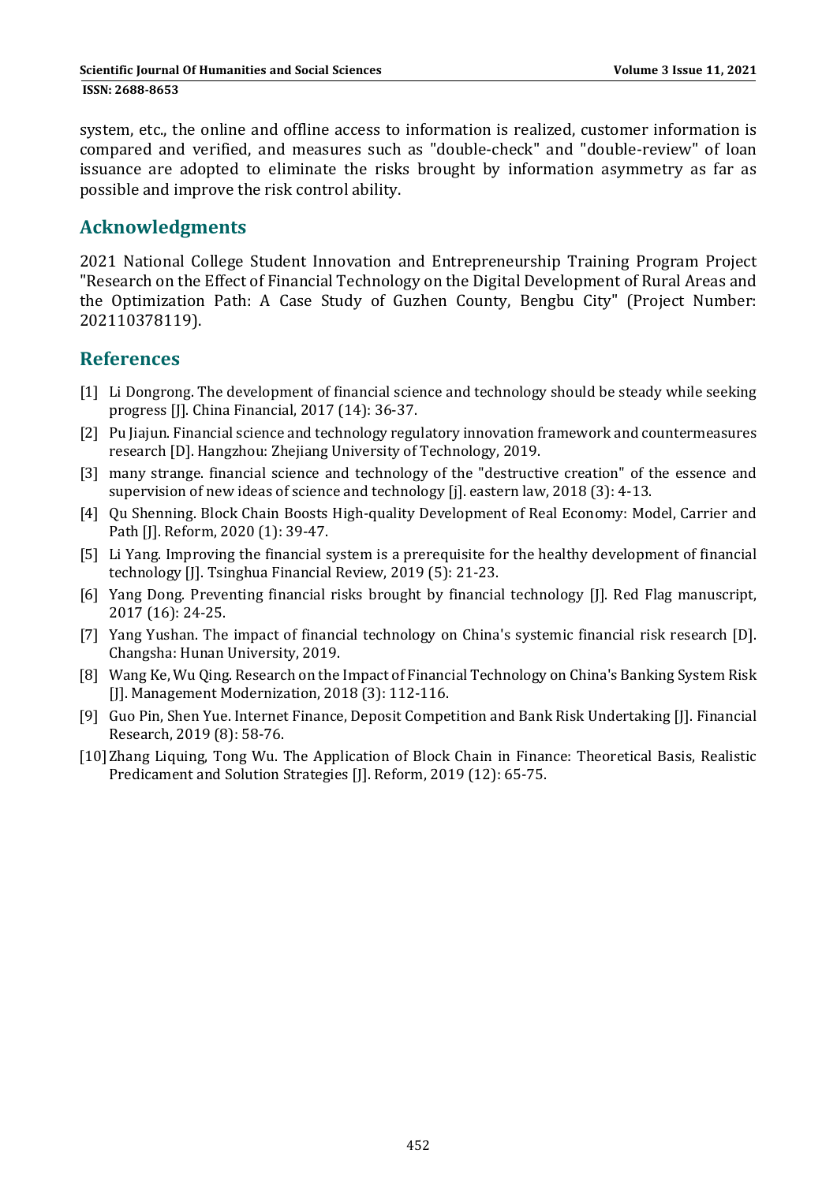system, etc., the online and offline access to information is realized, customer information is compared and verified, and measures such as "double-check" and "double-review" of loan issuance are adopted to eliminate the risks brought by information asymmetry as far as possible and improve the risk control ability.

## Acknowledgments

2021 National College Student Innovation and Entrepreneurship Training Program Project "Research on the Effect of Financial Technology on the Digital Development of Rural Areas and the Optimization Path: A Case Study of Guzhen County, Bengbu City" (Project Number: 202110378119).

## References

[1] Li Dongrong. The development of financial science and technology should be steady while seeking progress [J]. China Financial, 2017 (14): 36-37.

[2] Pu Jiajun. Financial science and technology regulatory innovation framework and countermeasures research [D]. Hangzhou: Zhejiang University of Technology, 2019.

[3] many strange. financial science and technology of the "destructive creation" of the essence and supervision of new ideas of science and technology [j]. eastern law, 2018 (3): 4-13.

[4] Qu Shenning. Block Chain Boosts High-quality Development of Real Economy: Model, Carrier and Path [J]. Reform, 2020 (1): 39-47.

[5] Li Yang. Improving the financial system is a prerequisite for the healthy development of financial technology [J]. Tsinghua Financial Review, 2019 (5): 21-23.

[6] Yang Dong. Preventing financial risks brought by financial technology [J]. Red Flag manuscript, 2017 (16): 24-25.

[7] Yang Yushan. The impact of financial technology on China's systemic financial risk research [D]. Changsha: Hunan University, 2019.

[8] Wang Ke, Wu Qing. Research on the Impact of Financial Technology on China's Banking System Risk [J]. Management Modernization, 2018 (3): 112-116.

[9] Guo Pin, Shen Yue. Internet Finance, Deposit Competition and Bank Risk Undertaking [J]. Financial Research, 2019 (8): 58-76.

[10] Zhang Liquing, Tong Wu. The Application of Block Chain in Finance: Theoretical Basis, Realistic Predicament and Solution Strategies [J]. Reform, 2019 (12): 65-75.